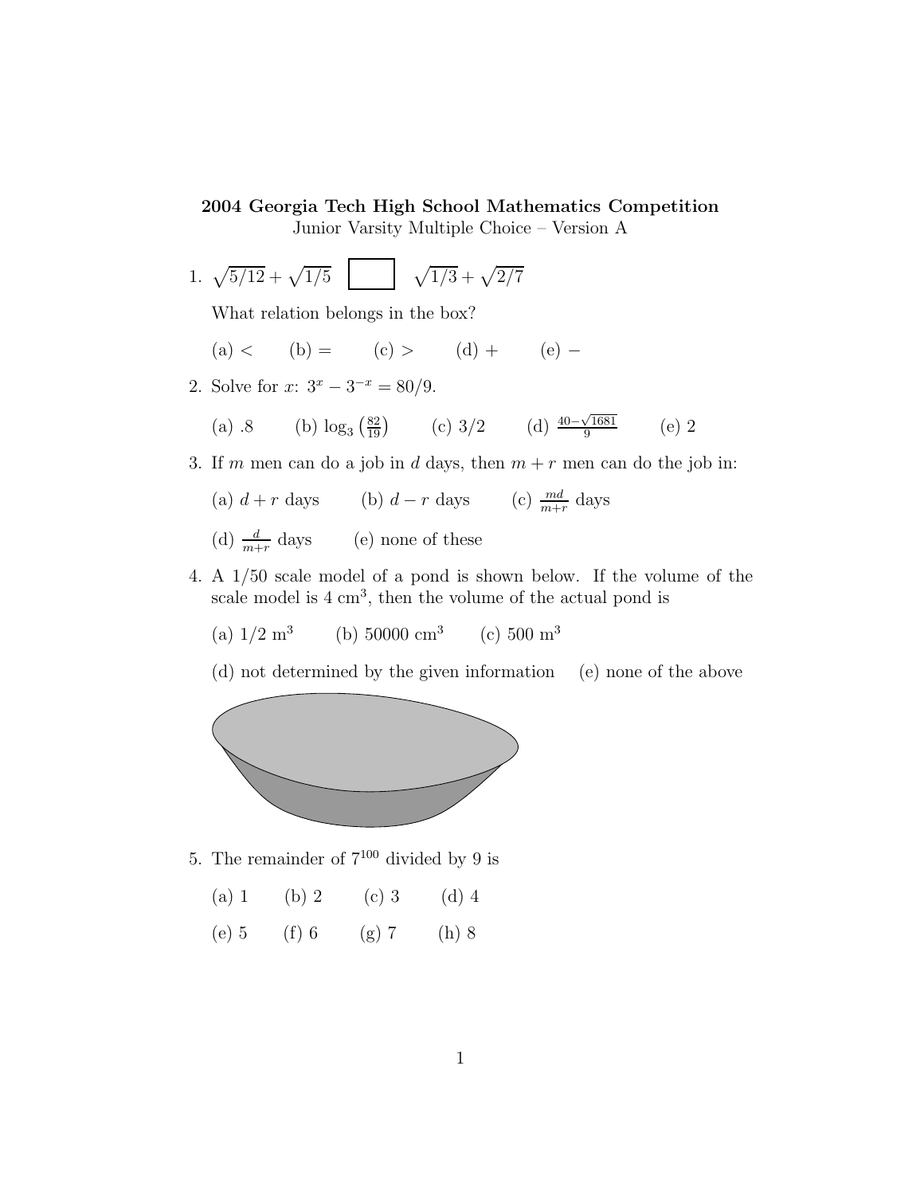**2004 Georgia Tech High School Mathematics Competition**

Junior Varsity Multiple Choice – Version A

1. $\sqrt{5/12} + \sqrt{1/5}$ $\boxed{\phantom{xx}}$ $\sqrt{1/3} + \sqrt{2/7}$

   What relation belongs in the box?

   (a) $<$ (b) $=$ (c) $>$ (d) $+$ (e) $-$

2. Solve for $x$: $3^x - 3^{-x} = 80/9$.

   (a) .8 (b) $\log_3\left(\frac{82}{19}\right)$ (c) 3/2 (d) $\frac{40-\sqrt{1681}}{9}$ (e) 2

3. If $m$ men can do a job in $d$ days, then $m + r$ men can do the job in:

   (a) $d + r$ days (b) $d - r$ days (c) $\frac{md}{m+r}$ days

   (d) $\frac{d}{m+r}$ days (e) none of these

4. A 1/50 scale model of a pond is shown below. If the volume of the scale model is 4 cm$^3$, then the volume of the actual pond is

   (a) 1/2 m$^3$ (b) 50000 cm$^3$ (c) 500 m$^3$

   (d) not determined by the given information (e) none of the above

5. The remainder of $7^{100}$ divided by 9 is

   (a) 1 (b) 2 (c) 3 (d) 4

   (e) 5 (f) 6 (g) 7 (h) 8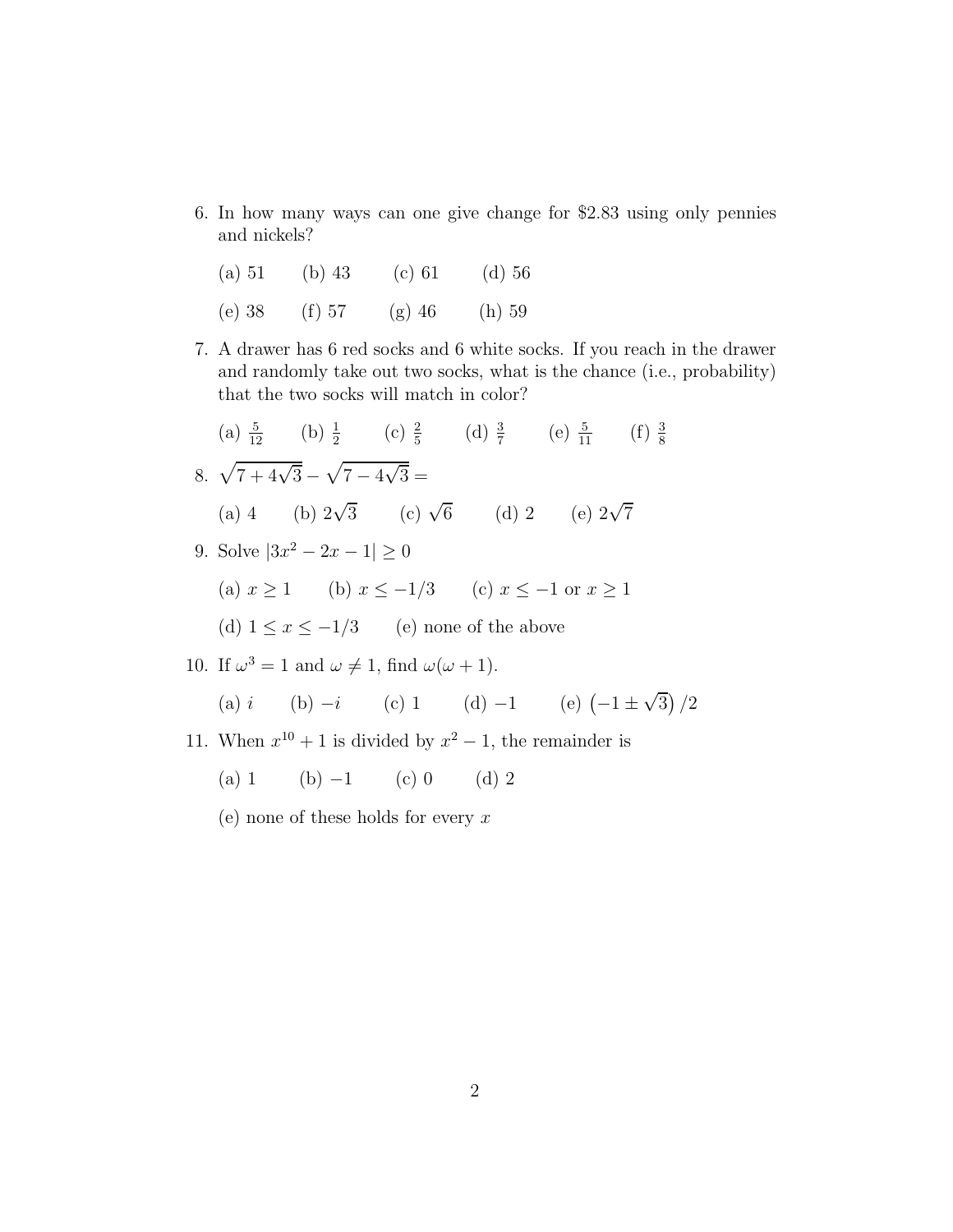6. In how many ways can one give change for \$2.83 using only pennies and nickels?

   (a) 51 (b) 43 (c) 61 (d) 56

   (e) 38 (f) 57 (g) 46 (h) 59

7. A drawer has 6 red socks and 6 white socks. If you reach in the drawer and randomly take out two socks, what is the chance (i.e., probability) that the two socks will match in color?

   (a) $\frac{5}{12}$ (b) $\frac{1}{2}$ (c) $\frac{2}{5}$ (d) $\frac{3}{7}$ (e) $\frac{5}{11}$ (f) $\frac{3}{8}$

8. $\sqrt{7+4\sqrt{3}} - \sqrt{7-4\sqrt{3}} =$

   (a) 4 (b) $2\sqrt{3}$ (c) $\sqrt{6}$ (d) 2 (e) $2\sqrt{7}$

9. Solve $|3x^2 - 2x - 1| \geq 0$

   (a) $x \geq 1$ (b) $x \leq -1/3$ (c) $x \leq -1$ or $x \geq 1$

   (d) $1 \leq x \leq -1/3$ (e) none of the above

10. If $\omega^3 = 1$ and $\omega \neq 1$, find $\omega(\omega + 1)$.

    (a) $i$ (b) $-i$ (c) 1 (d) $-1$ (e) $\left(-1 \pm \sqrt{3}\right)/2$

11. When $x^{10} + 1$ is divided by $x^2 - 1$, the remainder is

    (a) 1 (b) $-1$ (c) 0 (d) 2

    (e) none of these holds for every $x$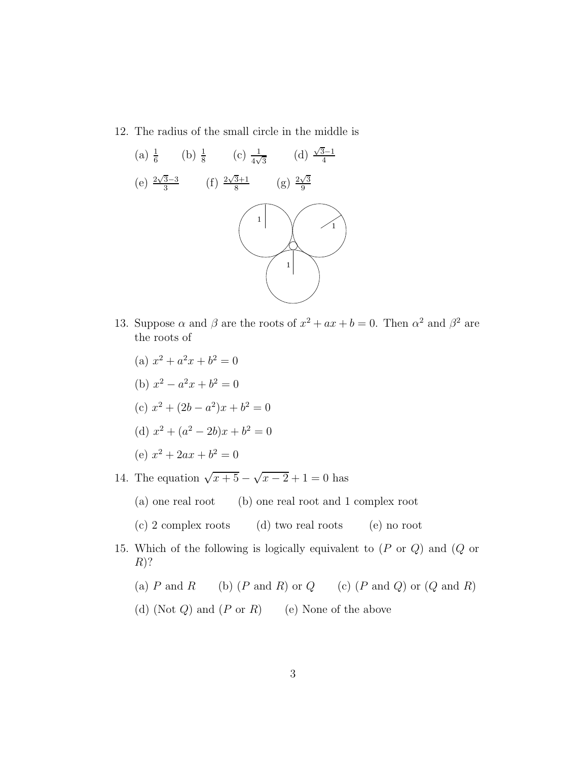12. The radius of the small circle in the middle is

    (a) $\frac{1}{6}$ (b) $\frac{1}{8}$ (c) $\frac{1}{4\sqrt{3}}$ (d) $\frac{\sqrt{3}-1}{4}$

    (e) $\frac{2\sqrt{3}-3}{3}$ (f) $\frac{2\sqrt{3}+1}{8}$ (g) $\frac{2\sqrt{3}}{9}$

13. Suppose $\alpha$ and $\beta$ are the roots of $x^2 + ax + b = 0$. Then $\alpha^2$ and $\beta^2$ are the roots of

    (a) $x^2 + a^2x + b^2 = 0$

    (b) $x^2 - a^2x + b^2 = 0$

    (c) $x^2 + (2b - a^2)x + b^2 = 0$

    (d) $x^2 + (a^2 - 2b)x + b^2 = 0$

    (e) $x^2 + 2ax + b^2 = 0$

14. The equation $\sqrt{x+5} - \sqrt{x-2} + 1 = 0$ has

    (a) one real root (b) one real root and 1 complex root

    (c) 2 complex roots (d) two real roots (e) no root

15. Which of the following is logically equivalent to ($P$ or $Q$) and ($Q$ or $R$)?

    (a) $P$ and $R$ (b) ($P$ and $R$) or $Q$ (c) ($P$ and $Q$) or ($Q$ and $R$)

    (d) (Not $Q$) and ($P$ or $R$) (e) None of the above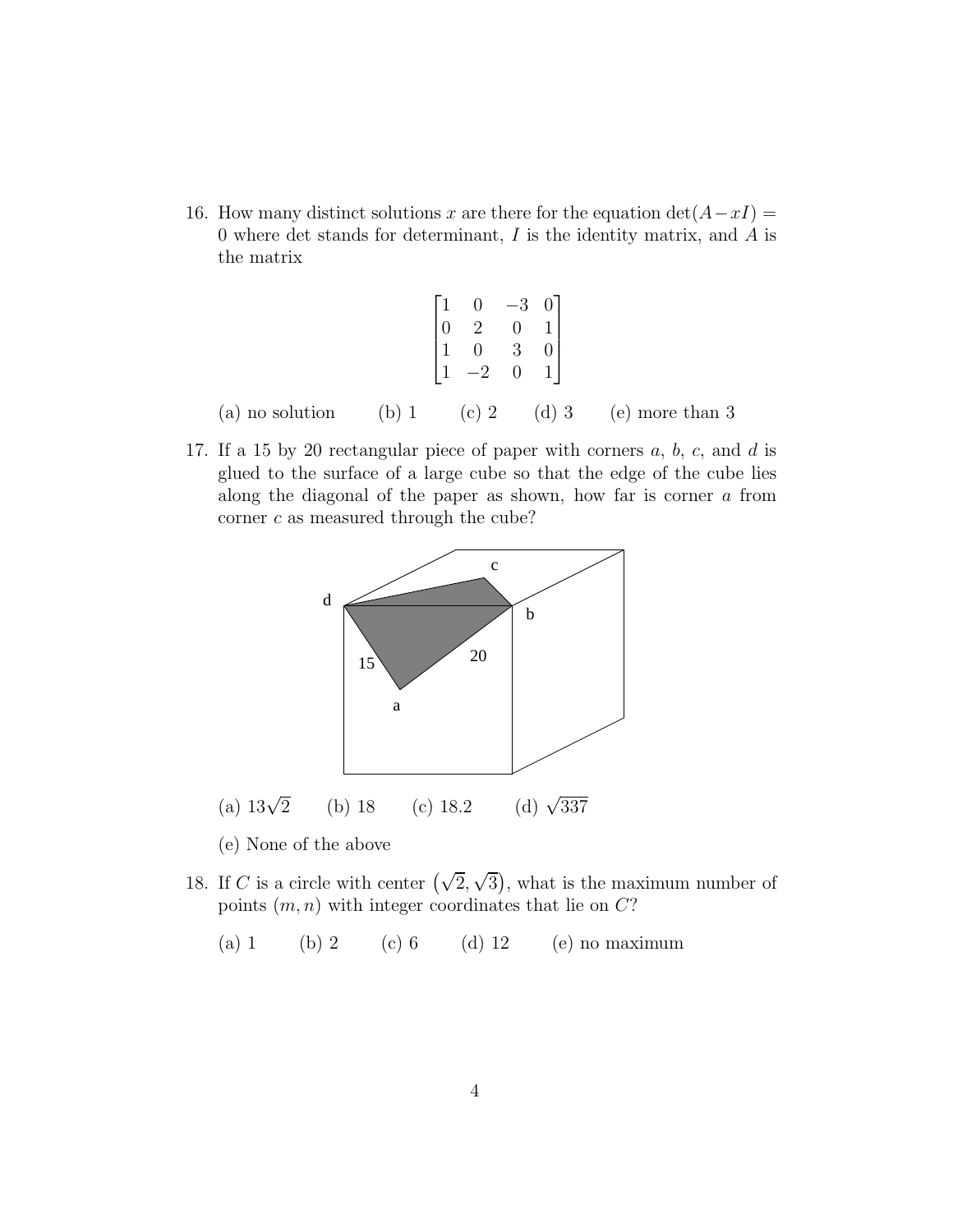16. How many distinct solutions $x$ are there for the equation $\det(A - xI) = 0$ where det stands for determinant, $I$ is the identity matrix, and $A$ is the matrix

$$\begin{bmatrix} 1 & 0 & -3 & 0 \\ 0 & 2 & 0 & 1 \\ 1 & 0 & 3 & 0 \\ 1 & -2 & 0 & 1 \end{bmatrix}$$

(a) no solution (b) 1 (c) 2 (d) 3 (e) more than 3

17. If a 15 by 20 rectangular piece of paper with corners $a$, $b$, $c$, and $d$ is glued to the surface of a large cube so that the edge of the cube lies along the diagonal of the paper as shown, how far is corner $a$ from corner $c$ as measured through the cube?

(a) $13\sqrt{2}$ (b) 18 (c) 18.2 (d) $\sqrt{337}$

(e) None of the above

18. If $C$ is a circle with center $(\sqrt{2}, \sqrt{3})$, what is the maximum number of points $(m, n)$ with integer coordinates that lie on $C$?

(a) 1 (b) 2 (c) 6 (d) 12 (e) no maximum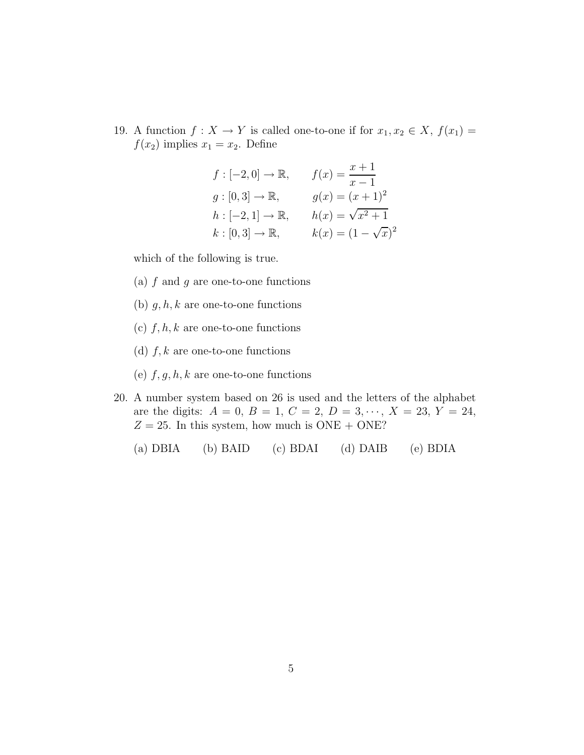19. A function $f : X \to Y$ is called one-to-one if for $x_1, x_2 \in X$, $f(x_1) = f(x_2)$ implies $x_1 = x_2$. Define

$$
\begin{array}{ll}
f : [-2, 0] \to \mathbb{R}, & f(x) = \dfrac{x+1}{x-1} \\
g : [0, 3] \to \mathbb{R}, & g(x) = (x+1)^2 \\
h : [-2, 1] \to \mathbb{R}, & h(x) = \sqrt{x^2+1} \\
k : [0, 3] \to \mathbb{R}, & k(x) = (1-\sqrt{x})^2
\end{array}
$$

which of the following is true.

(a) $f$ and $g$ are one-to-one functions

(b) $g, h, k$ are one-to-one functions

(c) $f, h, k$ are one-to-one functions

(d) $f, k$ are one-to-one functions

(e) $f, g, h, k$ are one-to-one functions

20. A number system based on 26 is used and the letters of the alphabet are the digits: $A = 0$, $B = 1$, $C = 2$, $D = 3, \cdots$, $X = 23$, $Y = 24$, $Z = 25$. In this system, how much is ONE + ONE?

(a) DBIA (b) BAID (c) BDAI (d) DAIB (e) BDIA